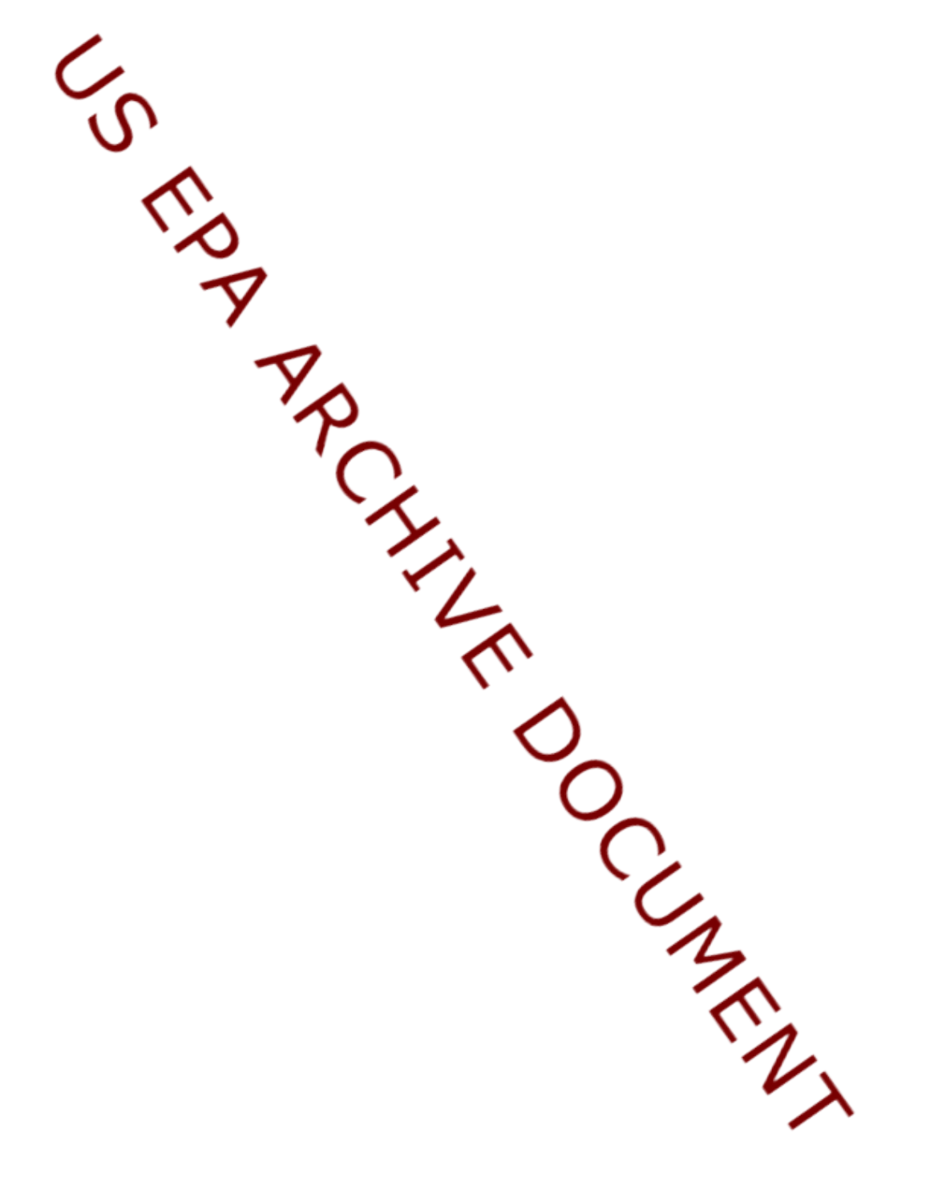US EPA ARCHIVE DOCUMENT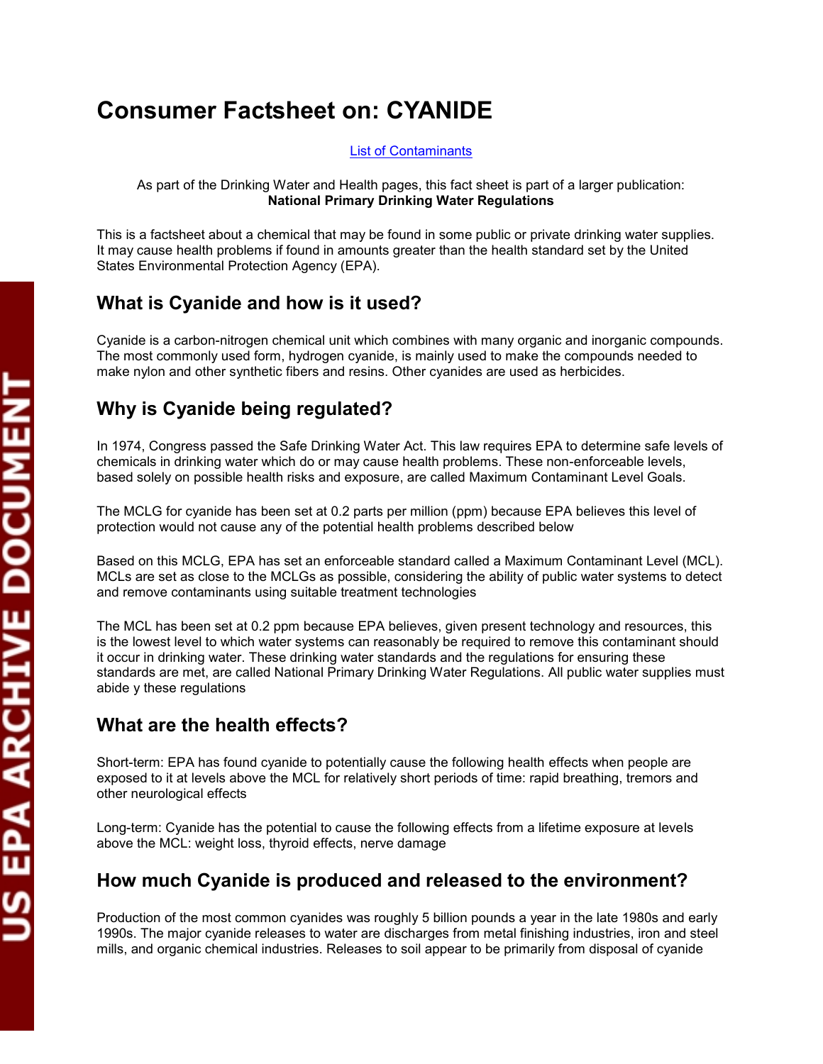# Consumer Factsheet on: CYANIDE

[List of Contaminants]

As part of the Drinking Water and Health pages, this fact sheet is part of a larger publication:
**National Primary Drinking Water Regulations**

This is a factsheet about a chemical that may be found in some public or private drinking water supplies. It may cause health problems if found in amounts greater than the health standard set by the United States Environmental Protection Agency (EPA).

## What is Cyanide and how is it used?

Cyanide is a carbon-nitrogen chemical unit which combines with many organic and inorganic compounds. The most commonly used form, hydrogen cyanide, is mainly used to make the compounds needed to make nylon and other synthetic fibers and resins. Other cyanides are used as herbicides.

## Why is Cyanide being regulated?

In 1974, Congress passed the Safe Drinking Water Act. This law requires EPA to determine safe levels of chemicals in drinking water which do or may cause health problems. These non-enforceable levels, based solely on possible health risks and exposure, are called Maximum Contaminant Level Goals.

The MCLG for cyanide has been set at 0.2 parts per million (ppm) because EPA believes this level of protection would not cause any of the potential health problems described below

Based on this MCLG, EPA has set an enforceable standard called a Maximum Contaminant Level (MCL). MCLs are set as close to the MCLGs as possible, considering the ability of public water systems to detect and remove contaminants using suitable treatment technologies

The MCL has been set at 0.2 ppm because EPA believes, given present technology and resources, this is the lowest level to which water systems can reasonably be required to remove this contaminant should it occur in drinking water. These drinking water standards and the regulations for ensuring these standards are met, are called National Primary Drinking Water Regulations. All public water supplies must abide y these regulations

## What are the health effects?

Short-term: EPA has found cyanide to potentially cause the following health effects when people are exposed to it at levels above the MCL for relatively short periods of time: rapid breathing, tremors and other neurological effects

Long-term: Cyanide has the potential to cause the following effects from a lifetime exposure at levels above the MCL: weight loss, thyroid effects, nerve damage

## How much Cyanide is produced and released to the environment?

Production of the most common cyanides was roughly 5 billion pounds a year in the late 1980s and early 1990s. The major cyanide releases to water are discharges from metal finishing industries, iron and steel mills, and organic chemical industries. Releases to soil appear to be primarily from disposal of cyanide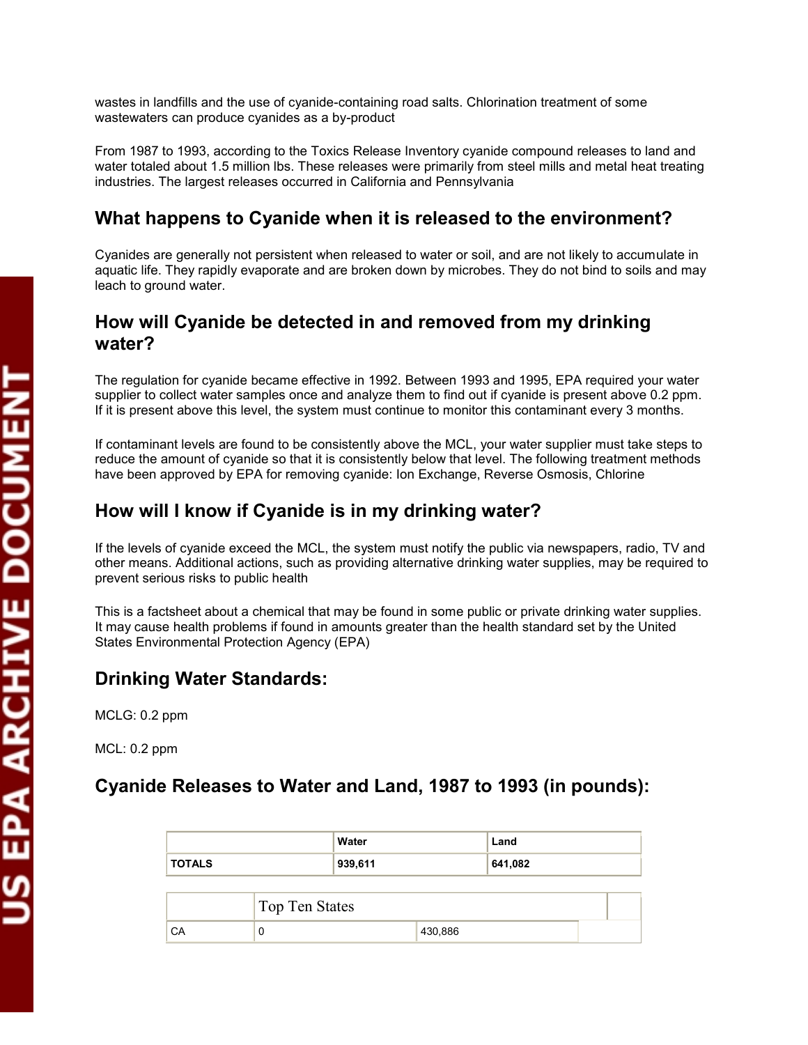wastes in landfills and the use of cyanide-containing road salts. Chlorination treatment of some wastewaters can produce cyanides as a by-product

From 1987 to 1993, according to the Toxics Release Inventory cyanide compound releases to land and water totaled about 1.5 million lbs. These releases were primarily from steel mills and metal heat treating industries. The largest releases occurred in California and Pennsylvania

## What happens to Cyanide when it is released to the environment?

Cyanides are generally not persistent when released to water or soil, and are not likely to accumulate in aquatic life. They rapidly evaporate and are broken down by microbes. They do not bind to soils and may leach to ground water.

## How will Cyanide be detected in and removed from my drinking water?

The regulation for cyanide became effective in 1992. Between 1993 and 1995, EPA required your water supplier to collect water samples once and analyze them to find out if cyanide is present above 0.2 ppm. If it is present above this level, the system must continue to monitor this contaminant every 3 months.

If contaminant levels are found to be consistently above the MCL, your water supplier must take steps to reduce the amount of cyanide so that it is consistently below that level. The following treatment methods have been approved by EPA for removing cyanide: Ion Exchange, Reverse Osmosis, Chlorine

## How will I know if Cyanide is in my drinking water?

If the levels of cyanide exceed the MCL, the system must notify the public via newspapers, radio, TV and other means. Additional actions, such as providing alternative drinking water supplies, may be required to prevent serious risks to public health

This is a factsheet about a chemical that may be found in some public or private drinking water supplies. It may cause health problems if found in amounts greater than the health standard set by the United States Environmental Protection Agency (EPA)

## Drinking Water Standards:

MCLG: 0.2 ppm

MCL: 0.2 ppm

## Cyanide Releases to Water and Land, 1987 to 1993 (in pounds):

| | Water | Land |
|---|---|---|
| **TOTALS** | **939,611** | **641,082** |
| | Top Ten States | |
| CA | 0 | 430,886 |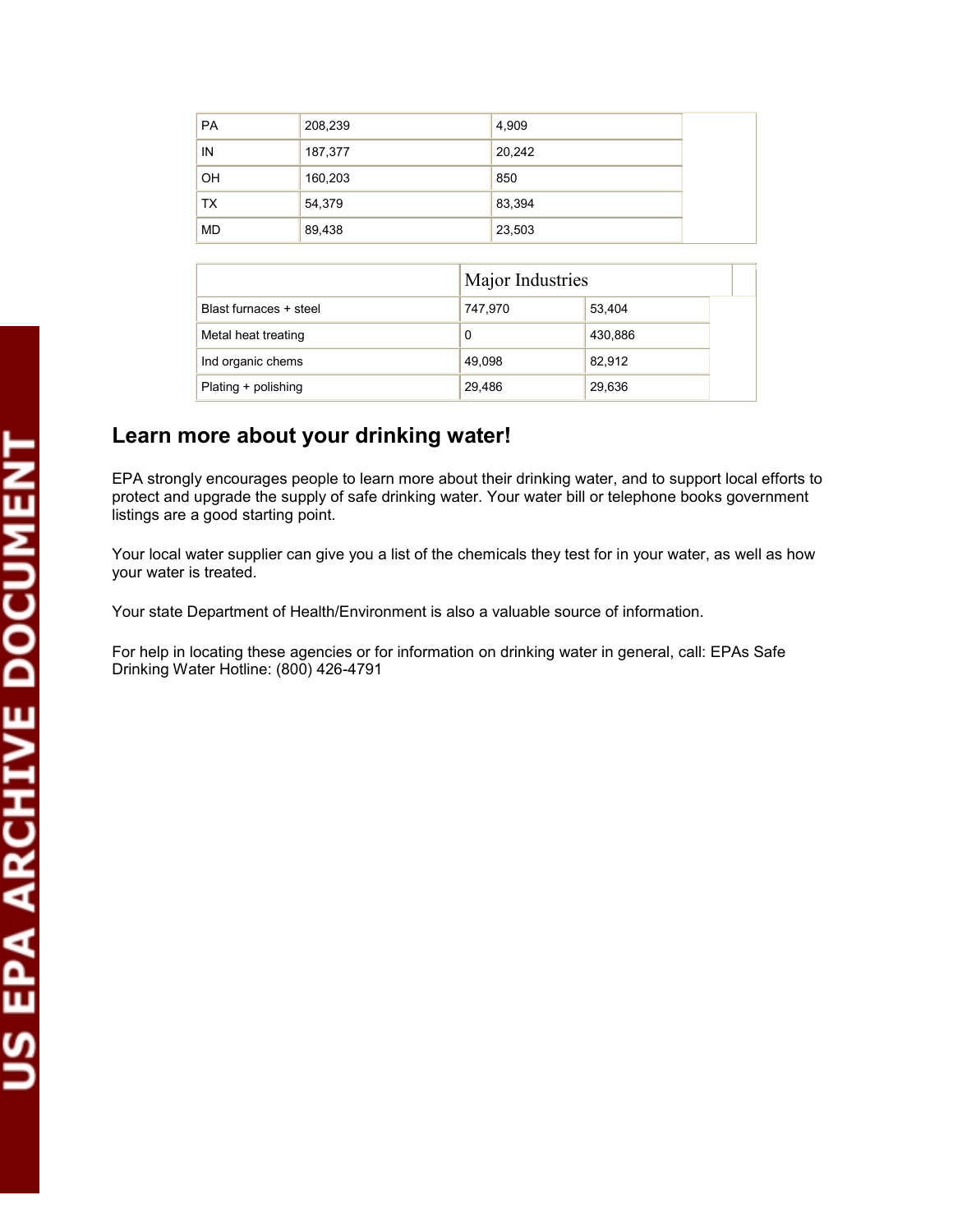| | | |
|---|---|---|
| PA | 208,239 | 4,909 |
| IN | 187,377 | 20,242 |
| OH | 160,203 | 850 |
| TX | 54,379 | 83,394 |
| MD | 89,438 | 23,503 |

| | Major Industries | |
|---|---|---|
| Blast furnaces + steel | 747,970 | 53,404 |
| Metal heat treating | 0 | 430,886 |
| Ind organic chems | 49,098 | 82,912 |
| Plating + polishing | 29,486 | 29,636 |

## Learn more about your drinking water!

EPA strongly encourages people to learn more about their drinking water, and to support local efforts to protect and upgrade the supply of safe drinking water. Your water bill or telephone books government listings are a good starting point.

Your local water supplier can give you a list of the chemicals they test for in your water, as well as how your water is treated.

Your state Department of Health/Environment is also a valuable source of information.

For help in locating these agencies or for information on drinking water in general, call: EPAs Safe Drinking Water Hotline: (800) 426-4791